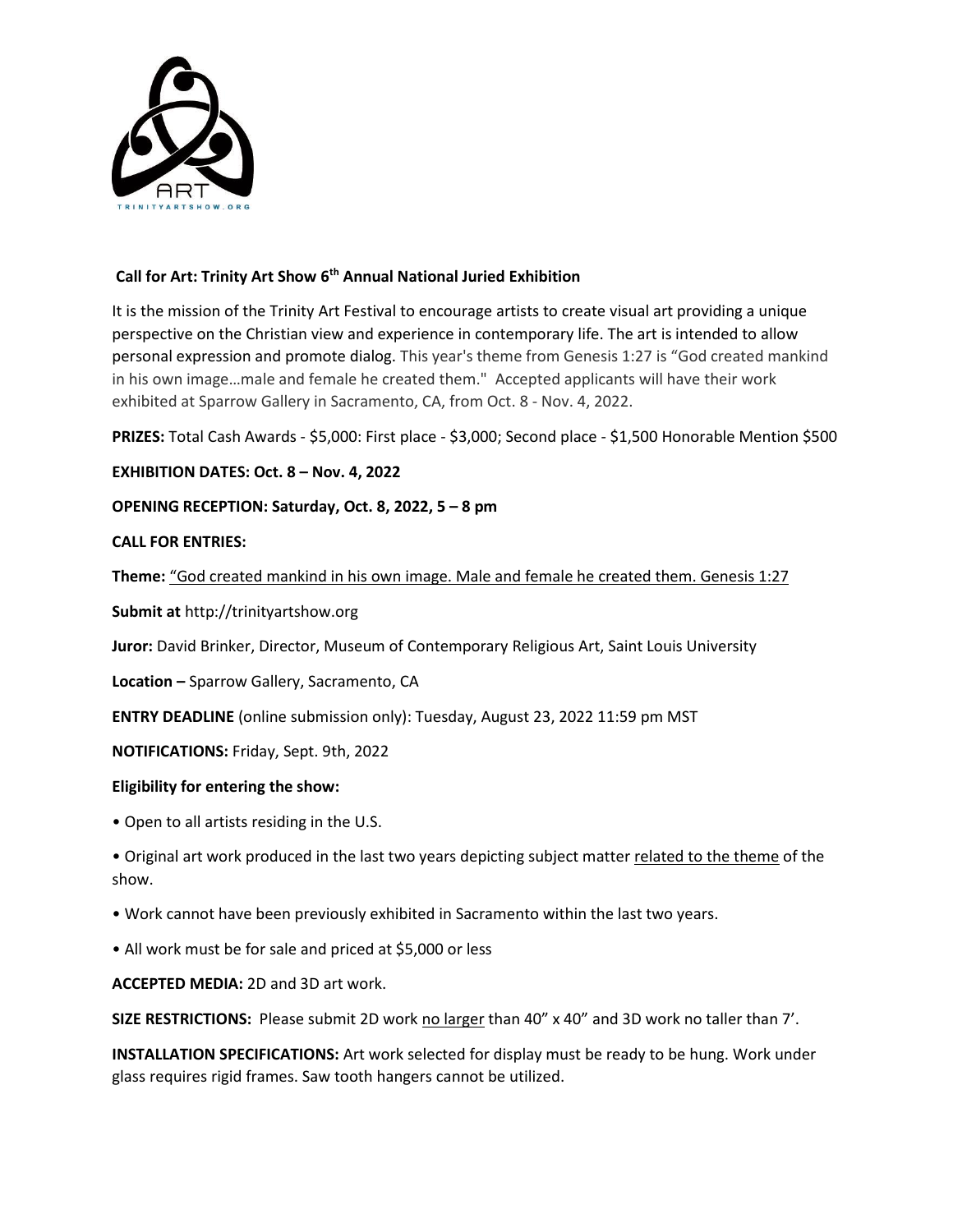ART

TRINITYARTSHOW.ORG

## Call for Art: Trinity Art Show 6th Annual National Juried Exhibition

It is the mission of the Trinity Art Festival to encourage artists to create visual art providing a unique perspective on the Christian view and experience in contemporary life. The art is intended to allow personal expression and promote dialog. This year's theme from Genesis 1:27 is "God created mankind in his own image…male and female he created them." Accepted applicants will have their work exhibited at Sparrow Gallery in Sacramento, CA, from Oct. 8 - Nov. 4, 2022.

**PRIZES:** Total Cash Awards - $5,000: First place - $3,000; Second place - $1,500 Honorable Mention $500

**EXHIBITION DATES: Oct. 8 – Nov. 4, 2022**

**OPENING RECEPTION: Saturday, Oct. 8, 2022, 5 – 8 pm**

**CALL FOR ENTRIES:**

**Theme:** "God created mankind in his own image. Male and female he created them. Genesis 1:27

**Submit at** http://trinityartshow.org

**Juror:** David Brinker, Director, Museum of Contemporary Religious Art, Saint Louis University

**Location –** Sparrow Gallery, Sacramento, CA

**ENTRY DEADLINE** (online submission only): Tuesday, August 23, 2022 11:59 pm MST

**NOTIFICATIONS:** Friday, Sept. 9th, 2022

**Eligibility for entering the show:**

- Open to all artists residing in the U.S.
- Original art work produced in the last two years depicting subject matter related to the theme of the show.
- Work cannot have been previously exhibited in Sacramento within the last two years.
- All work must be for sale and priced at $5,000 or less

**ACCEPTED MEDIA:** 2D and 3D art work.

**SIZE RESTRICTIONS:** Please submit 2D work no larger than 40" x 40" and 3D work no taller than 7'.

**INSTALLATION SPECIFICATIONS:** Art work selected for display must be ready to be hung. Work under glass requires rigid frames. Saw tooth hangers cannot be utilized.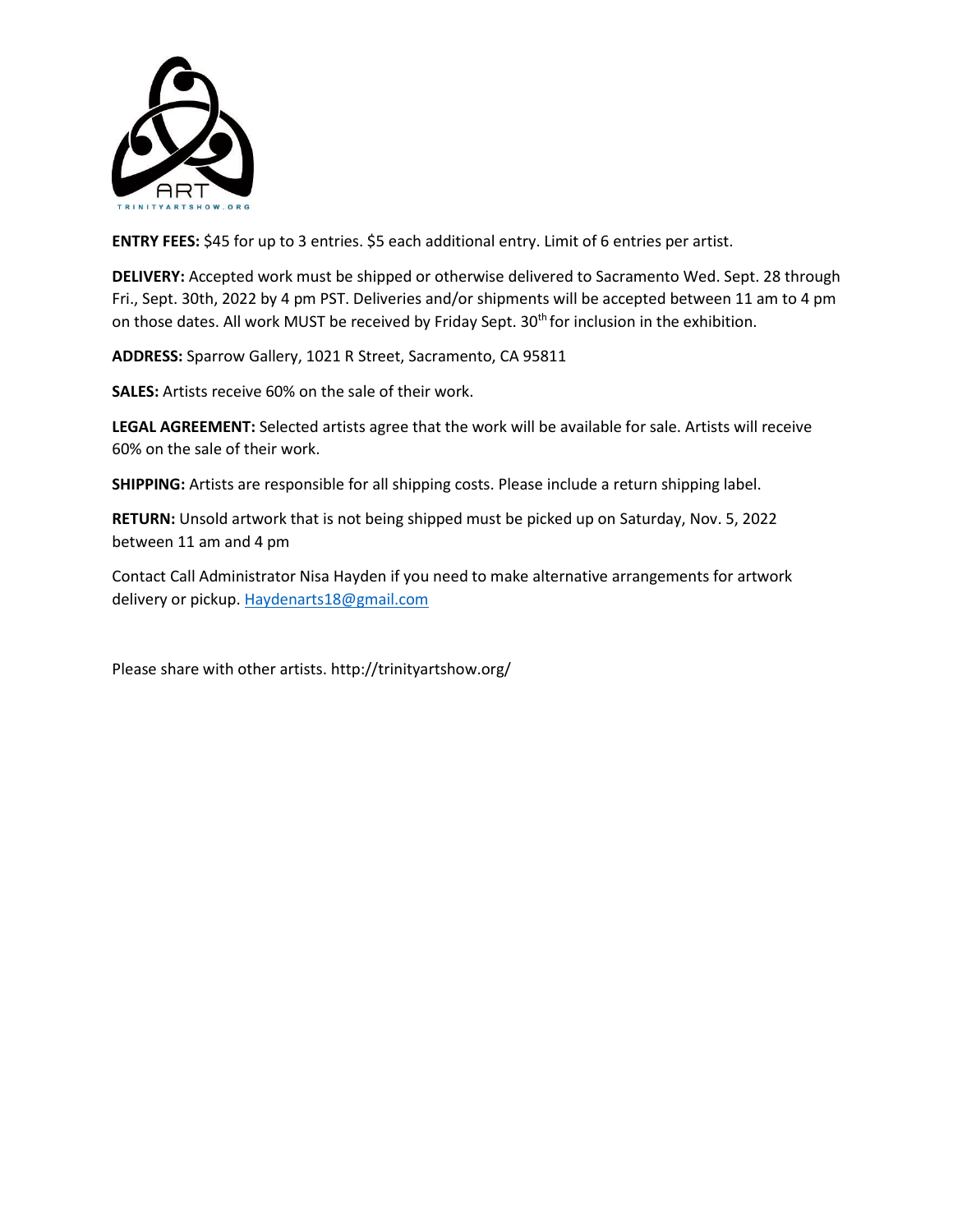**ENTRY FEES:** $45 for up to 3 entries. $5 each additional entry. Limit of 6 entries per artist.

**DELIVERY:** Accepted work must be shipped or otherwise delivered to Sacramento Wed. Sept. 28 through Fri., Sept. 30th, 2022 by 4 pm PST. Deliveries and/or shipments will be accepted between 11 am to 4 pm on those dates. All work MUST be received by Friday Sept. 30th for inclusion in the exhibition.

**ADDRESS:** Sparrow Gallery, 1021 R Street, Sacramento, CA 95811

**SALES:** Artists receive 60% on the sale of their work.

**LEGAL AGREEMENT:** Selected artists agree that the work will be available for sale. Artists will receive 60% on the sale of their work.

**SHIPPING:** Artists are responsible for all shipping costs. Please include a return shipping label.

**RETURN:** Unsold artwork that is not being shipped must be picked up on Saturday, Nov. 5, 2022 between 11 am and 4 pm

Contact Call Administrator Nisa Hayden if you need to make alternative arrangements for artwork delivery or pickup. Haydenarts18@gmail.com

Please share with other artists. http://trinityartshow.org/